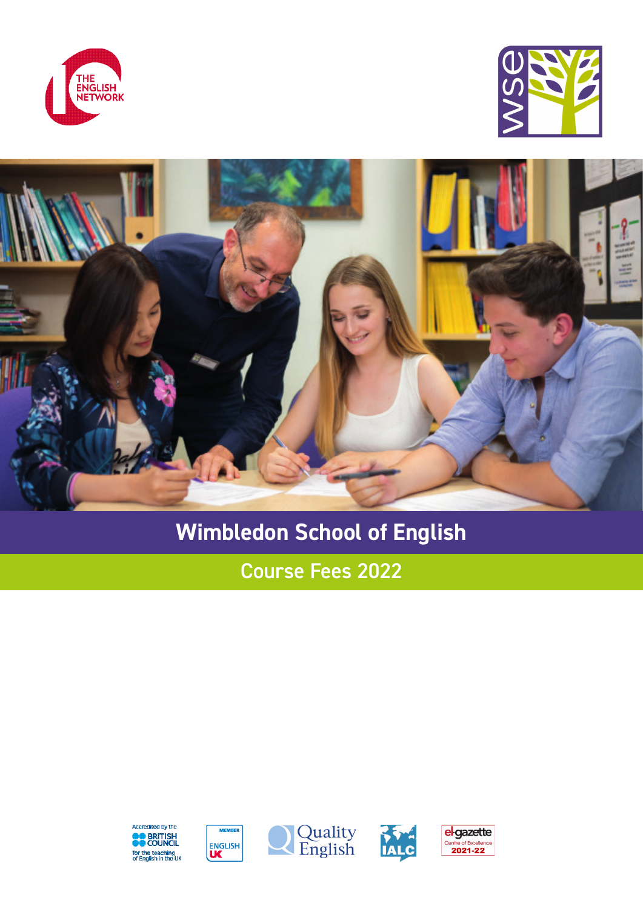# Wimbledon School of English

## Course Fees 2022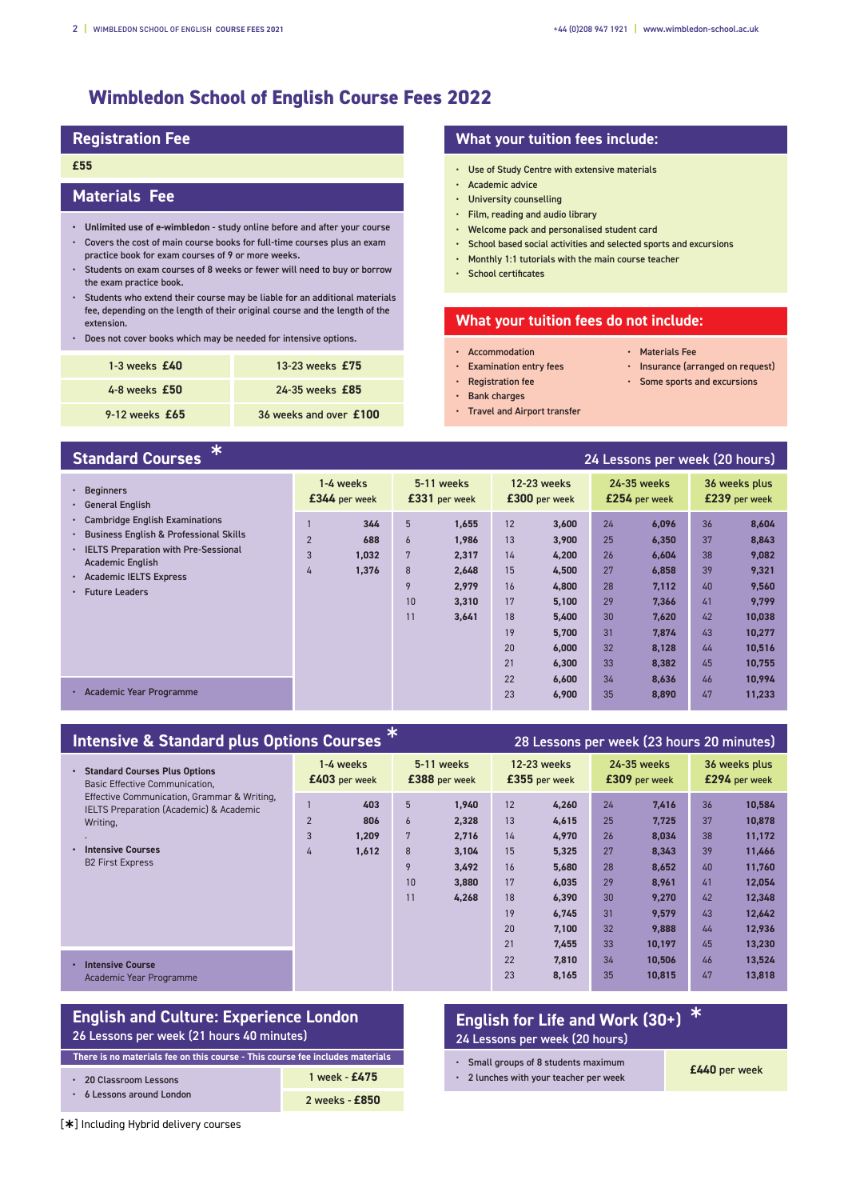# Wimbledon School of English Course Fees 2022

## Registration Fee

**£55**

## Materials Fee

- **Unlimited use of e-wimbledon** - study online before and after your course
- Covers the cost of main course books for full-time courses plus an exam practice book for exam courses of 9 or more weeks.
- Students on exam courses of 8 weeks or fewer will need to buy or borrow the exam practice book.
- Students who extend their course may be liable for an additional materials fee, depending on the length of their original course and the length of the extension.
- Does not cover books which may be needed for intensive options.

| | |
|---|---|
| 1-3 weeks **£40** | 13-23 weeks **£75** |
| 4-8 weeks **£50** | 24-35 weeks **£85** |
| 9-12 weeks **£65** | 36 weeks and over **£100** |

## What your tuition fees include:

- Use of Study Centre with extensive materials
- Academic advice
- University counselling
- Film, reading and audio library
- Welcome pack and personalised student card
- School based social activities and selected sports and excursions
- Monthly 1:1 tutorials with the main course teacher
- School certificates

## What your tuition fees do not include:

- Accommodation
- Examination entry fees
- Registration fee
- Bank charges
- Travel and Airport transfer
- Materials Fee
- Insurance (arranged on request)
- Some sports and excursions

## Standard Courses *

24 Lessons per week (20 hours)

- Beginners
- General English
- Cambridge English Examinations
- Business English & Professional Skills
- IELTS Preparation with Pre-Sessional Academic English
- Academic IELTS Express
- Future Leaders
- Academic Year Programme

| 1-4 weeks **£344** per week | | 5-11 weeks **£331** per week | | 12-23 weeks **£300** per week | | 24-35 weeks **£254** per week | | 36 weeks plus **£239** per week | |
|---|---|---|---|---|---|---|---|---|---|
| 1 | **344** | 5 | **1,655** | 12 | **3,600** | 24 | **6,096** | 36 | **8,604** |
| 2 | **688** | 6 | **1,986** | 13 | **3,900** | 25 | **6,350** | 37 | **8,843** |
| 3 | **1,032** | 7 | **2,317** | 14 | **4,200** | 26 | **6,604** | 38 | **9,082** |
| 4 | **1,376** | 8 | **2,648** | 15 | **4,500** | 27 | **6,858** | 39 | **9,321** |
| | | 9 | **2,979** | 16 | **4,800** | 28 | **7,112** | 40 | **9,560** |
| | | 10 | **3,310** | 17 | **5,100** | 29 | **7,366** | 41 | **9,799** |
| | | 11 | **3,641** | 18 | **5,400** | 30 | **7,620** | 42 | **10,038** |
| | | | | 19 | **5,700** | 31 | **7,874** | 43 | **10,277** |
| | | | | 20 | **6,000** | 32 | **8,128** | 44 | **10,516** |
| | | | | 21 | **6,300** | 33 | **8,382** | 45 | **10,755** |
| | | | | 22 | **6,600** | 34 | **8,636** | 46 | **10,994** |
| | | | | 23 | **6,900** | 35 | **8,890** | 47 | **11,233** |

## Intensive & Standard plus Options Courses *

28 Lessons per week (23 hours 20 minutes)

- **Standard Courses Plus Options**
  Basic Effective Communication, Effective Communication, Grammar & Writing, IELTS Preparation (Academic) & Academic Writing,
- **Intensive Courses**
  B2 First Express
- **Intensive Course**
  Academic Year Programme

| 1-4 weeks **£403** per week | | 5-11 weeks **£388** per week | | 12-23 weeks **£355** per week | | 24-35 weeks **£309** per week | | 36 weeks plus **£294** per week | |
|---|---|---|---|---|---|---|---|---|---|
| 1 | **403** | 5 | **1,940** | 12 | **4,260** | 24 | **7,416** | 36 | **10,584** |
| 2 | **806** | 6 | **2,328** | 13 | **4,615** | 25 | **7,725** | 37 | **10,878** |
| 3 | **1,209** | 7 | **2,716** | 14 | **4,970** | 26 | **8,034** | 38 | **11,172** |
| 4 | **1,612** | 8 | **3,104** | 15 | **5,325** | 27 | **8,343** | 39 | **11,466** |
| | | 9 | **3,492** | 16 | **5,680** | 28 | **8,652** | 40 | **11,760** |
| | | 10 | **3,880** | 17 | **6,035** | 29 | **8,961** | 41 | **12,054** |
| | | 11 | **4,268** | 18 | **6,390** | 30 | **9,270** | 42 | **12,348** |
| | | | | 19 | **6,745** | 31 | **9,579** | 43 | **12,642** |
| | | | | 20 | **7,100** | 32 | **9,888** | 44 | **12,936** |
| | | | | 21 | **7,455** | 33 | **10,197** | 45 | **13,230** |
| | | | | 22 | **7,810** | 34 | **10,506** | 46 | **13,524** |
| | | | | 23 | **8,165** | 35 | **10,815** | 47 | **13,818** |

## English and Culture: Experience London

26 Lessons per week (21 hours 40 minutes)

**There is no materials fee on this course - This course fee includes materials**

- 20 Classroom Lessons
- 6 Lessons around London

1 week - **£475**

2 weeks - **£850**

## English for Life and Work (30+) *

24 Lessons per week (20 hours)

- Small groups of 8 students maximum
- 2 lunches with your teacher per week

**£440** per week

[*] Including Hybrid delivery courses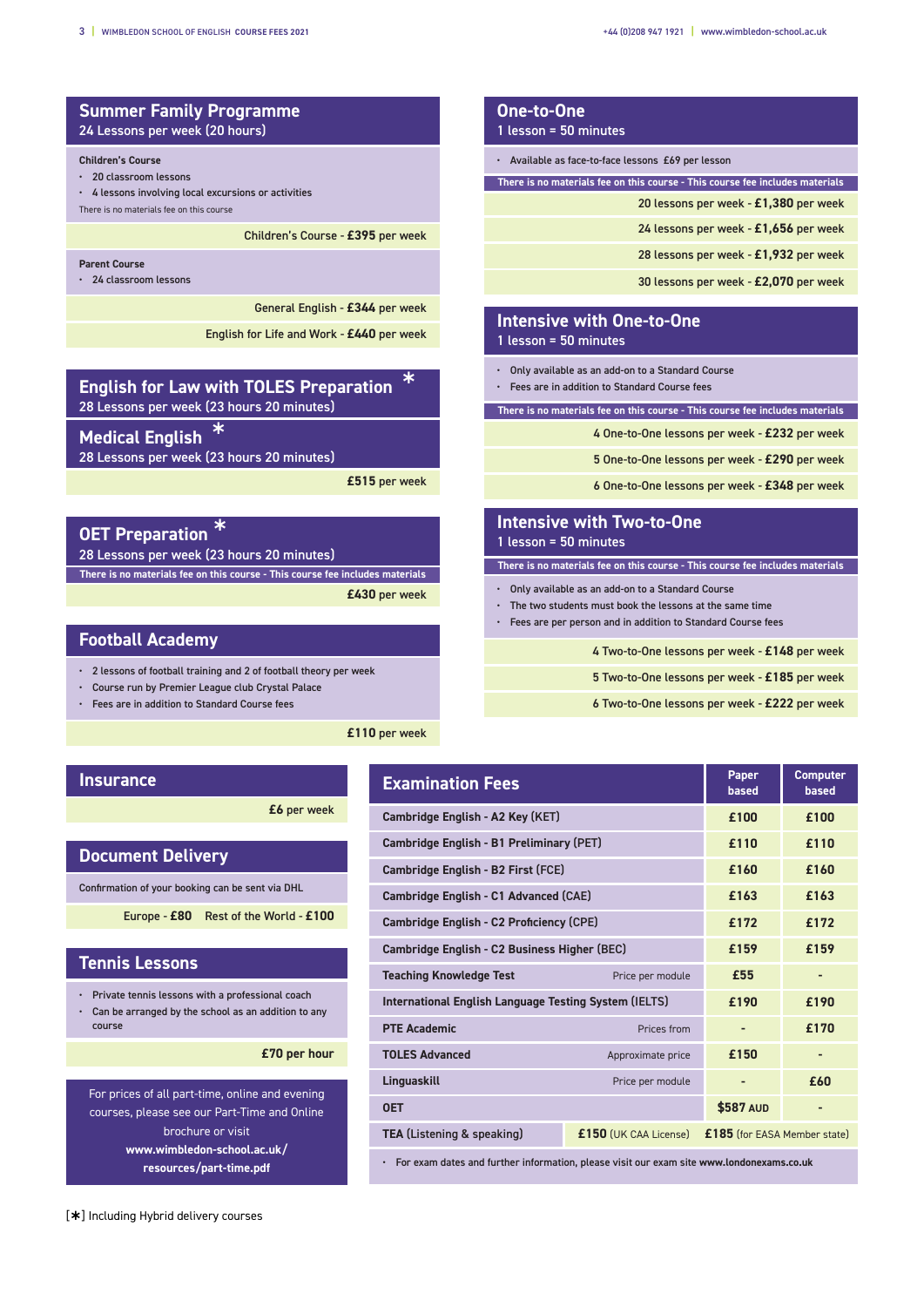## Summer Family Programme

24 Lessons per week (20 hours)

**Children's Course**

- 20 classroom lessons
- 4 lessons involving local excursions or activities

There is no materials fee on this course

Children's Course - **£395** per week

**Parent Course**

- 24 classroom lessons

General English - **£344** per week

English for Life and Work - **£440** per week

## English for Law with TOLES Preparation *

28 Lessons per week (23 hours 20 minutes)

## Medical English *

28 Lessons per week (23 hours 20 minutes)

**£515** per week

## OET Preparation *

28 Lessons per week (23 hours 20 minutes)

There is no materials fee on this course - This course fee includes materials

**£430** per week

## Football Academy

- 2 lessons of football training and 2 of football theory per week
- Course run by Premier League club Crystal Palace
- Fees are in addition to Standard Course fees

**£110** per week

## One-to-One

1 lesson = 50 minutes

- Available as face-to-face lessons £69 per lesson

There is no materials fee on this course - This course fee includes materials

20 lessons per week - **£1,380** per week

24 lessons per week - **£1,656** per week

28 lessons per week - **£1,932** per week

30 lessons per week - **£2,070** per week

## Intensive with One-to-One

1 lesson = 50 minutes

- Only available as an add-on to a Standard Course
- Fees are in addition to Standard Course fees

There is no materials fee on this course - This course fee includes materials

4 One-to-One lessons per week - **£232** per week

5 One-to-One lessons per week - **£290** per week

6 One-to-One lessons per week - **£348** per week

## Intensive with Two-to-One

1 lesson = 50 minutes

There is no materials fee on this course - This course fee includes materials

- Only available as an add-on to a Standard Course
- The two students must book the lessons at the same time
- Fees are per person and in addition to Standard Course fees

4 Two-to-One lessons per week - **£148** per week

5 Two-to-One lessons per week - **£185** per week

6 Two-to-One lessons per week - **£222** per week

## Insurance

**£6** per week

## Document Delivery

Confirmation of your booking can be sent via DHL

Europe - **£80** Rest of the World - **£100**

## Tennis Lessons

- Private tennis lessons with a professional coach
- Can be arranged by the school as an addition to any course

**£70 per hour**

For prices of all part-time, online and evening courses, please see our Part-Time and Online brochure or visit **www.wimbledon-school.ac.uk/resources/part-time.pdf**

## Examination Fees

| Examination | | Paper based | Computer based |
|---|---|---|---|
| Cambridge English - A2 Key (KET) | | **£100** | **£100** |
| Cambridge English - B1 Preliminary (PET) | | **£110** | **£110** |
| Cambridge English - B2 First (FCE) | | **£160** | **£160** |
| Cambridge English - C1 Advanced (CAE) | | **£163** | **£163** |
| Cambridge English - C2 Proficiency (CPE) | | **£172** | **£172** |
| Cambridge English - C2 Business Higher (BEC) | | **£159** | **£159** |
| Teaching Knowledge Test | Price per module | **£55** | - |
| International English Language Testing System (IELTS) | | **£190** | **£190** |
| PTE Academic | Prices from | - | **£170** |
| TOLES Advanced | Approximate price | **£150** | - |
| Linguaskill | Price per module | - | **£60** |
| OET | | **$587** AUD | - |
| TEA (Listening & speaking) | **£150** (UK CAA License) | **£185** (for EASA Member state) | |

- For exam dates and further information, please visit our exam site **www.londonexams.co.uk**

[*] Including Hybrid delivery courses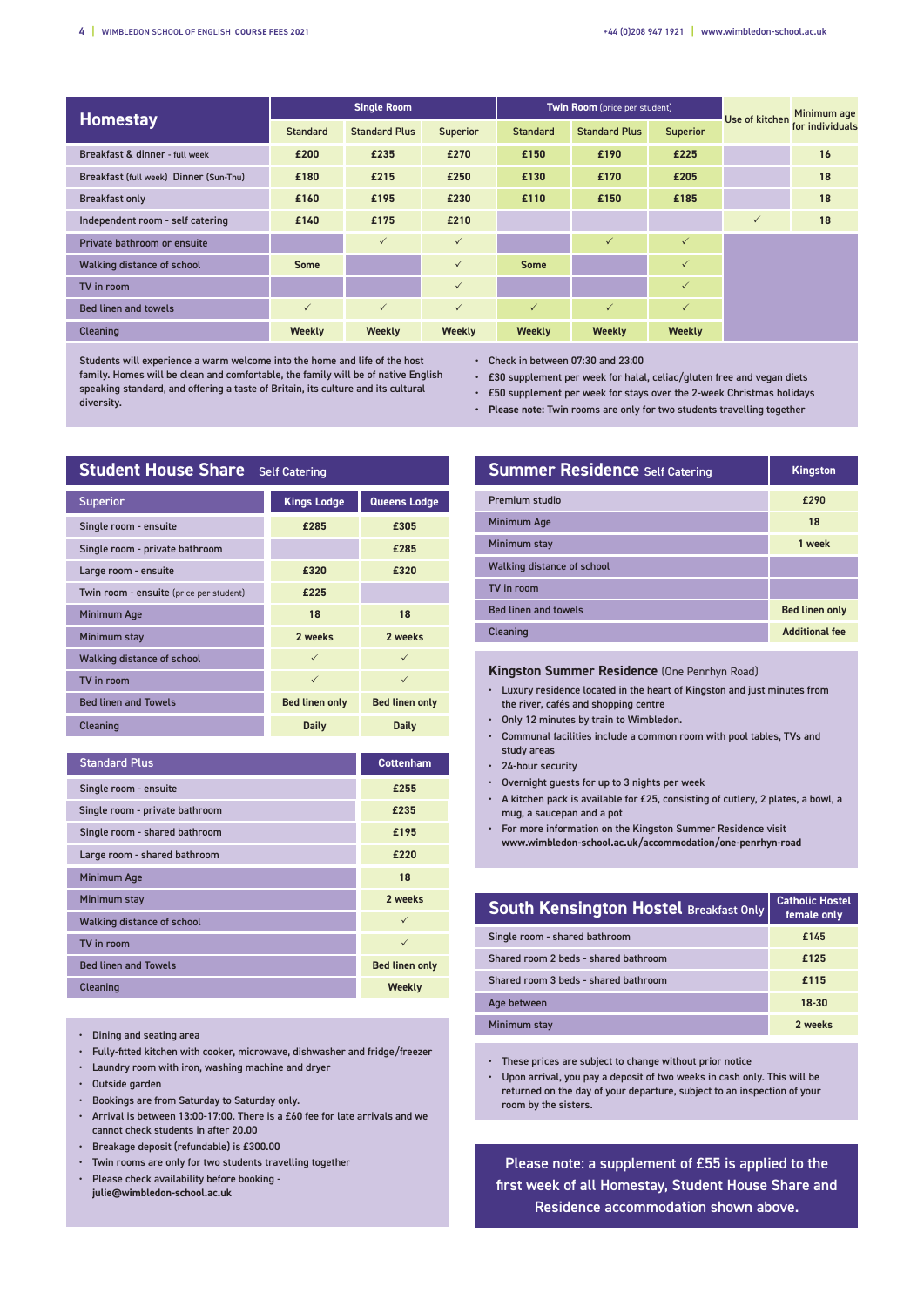## Homestay

| Homestay | Single Room | | | Twin Room (price per student) | | | Use of kitchen | Minimum age for individuals |
|---|---|---|---|---|---|---|---|---|
| | Standard | Standard Plus | Superior | Standard | Standard Plus | Superior | | |
| Breakfast & dinner - full week | £200 | £235 | £270 | £150 | £190 | £225 | | 16 |
| Breakfast (full week) Dinner (Sun-Thu) | £180 | £215 | £250 | £130 | £170 | £205 | | 18 |
| Breakfast only | £160 | £195 | £230 | £110 | £150 | £185 | | 18 |
| Independent room - self catering | £140 | £175 | £210 | | | | ✓ | 18 |
| Private bathroom or ensuite | | ✓ | ✓ | | ✓ | ✓ | | |
| Walking distance of school | Some | | ✓ | Some | | ✓ | | |
| TV in room | | | ✓ | | | ✓ | | |
| Bed linen and towels | ✓ | ✓ | ✓ | ✓ | ✓ | ✓ | | |
| Cleaning | Weekly | Weekly | Weekly | Weekly | Weekly | Weekly | | |

Students will experience a warm welcome into the home and life of the host family. Homes will be clean and comfortable, the family will be of native English speaking standard, and offering a taste of Britain, its culture and its cultural diversity.

- Check in between 07:30 and 23:00
- £30 supplement per week for halal, celiac/gluten free and vegan diets
- £50 supplement per week for stays over the 2-week Christmas holidays
- **Please note:** Twin rooms are only for two students travelling together

## Student House Share Self Catering

| Superior | Kings Lodge | Queens Lodge |
|---|---|---|
| Single room - ensuite | £285 | £305 |
| Single room - private bathroom | | £285 |
| Large room - ensuite | £320 | £320 |
| Twin room - ensuite (price per student) | £225 | |
| Minimum Age | 18 | 18 |
| Minimum stay | 2 weeks | 2 weeks |
| Walking distance of school | ✓ | ✓ |
| TV in room | ✓ | ✓ |
| Bed linen and Towels | Bed linen only | Bed linen only |
| Cleaning | Daily | Daily |

| Standard Plus | Cottenham |
|---|---|
| Single room - ensuite | £255 |
| Single room - private bathroom | £235 |
| Single room - shared bathroom | £195 |
| Large room - shared bathroom | £220 |
| Minimum Age | 18 |
| Minimum stay | 2 weeks |
| Walking distance of school | ✓ |
| TV in room | ✓ |
| Bed linen and Towels | Bed linen only |
| Cleaning | Weekly |

- Dining and seating area
- Fully-fitted kitchen with cooker, microwave, dishwasher and fridge/freezer
- Laundry room with iron, washing machine and dryer
- Outside garden
- Bookings are from Saturday to Saturday only.
- Arrival is between 13:00-17:00. There is a £60 fee for late arrivals and we cannot check students in after 20.00
- Breakage deposit (refundable) is £300.00
- Twin rooms are only for two students travelling together
- Please check availability before booking - **julie@wimbledon-school.ac.uk**

## Summer Residence Self Catering

| Summer Residence Self Catering | Kingston |
|---|---|
| Premium studio | £290 |
| Minimum Age | 18 |
| Minimum stay | 1 week |
| Walking distance of school | |
| TV in room | |
| Bed linen and towels | Bed linen only |
| Cleaning | Additional fee |

### Kingston Summer Residence (One Penrhyn Road)

- Luxury residence located in the heart of Kingston and just minutes from the river, cafés and shopping centre
- Only 12 minutes by train to Wimbledon.
- Communal facilities include a common room with pool tables, TVs and study areas
- 24-hour security
- Overnight guests for up to 3 nights per week
- A kitchen pack is available for £25, consisting of cutlery, 2 plates, a bowl, a mug, a saucepan and a pot
- For more information on the Kingston Summer Residence visit **www.wimbledon-school.ac.uk/accommodation/one-penrhyn-road**

## South Kensington Hostel Breakfast Only

| South Kensington Hostel Breakfast Only | Catholic Hostel female only |
|---|---|
| Single room - shared bathroom | £145 |
| Shared room 2 beds - shared bathroom | £125 |
| Shared room 3 beds - shared bathroom | £115 |
| Age between | 18-30 |
| Minimum stay | 2 weeks |

- These prices are subject to change without prior notice
- Upon arrival, you pay a deposit of two weeks in cash only. This will be returned on the day of your departure, subject to an inspection of your room by the sisters.

**Please note: a supplement of £55 is applied to the first week of all Homestay, Student House Share and Residence accommodation shown above.**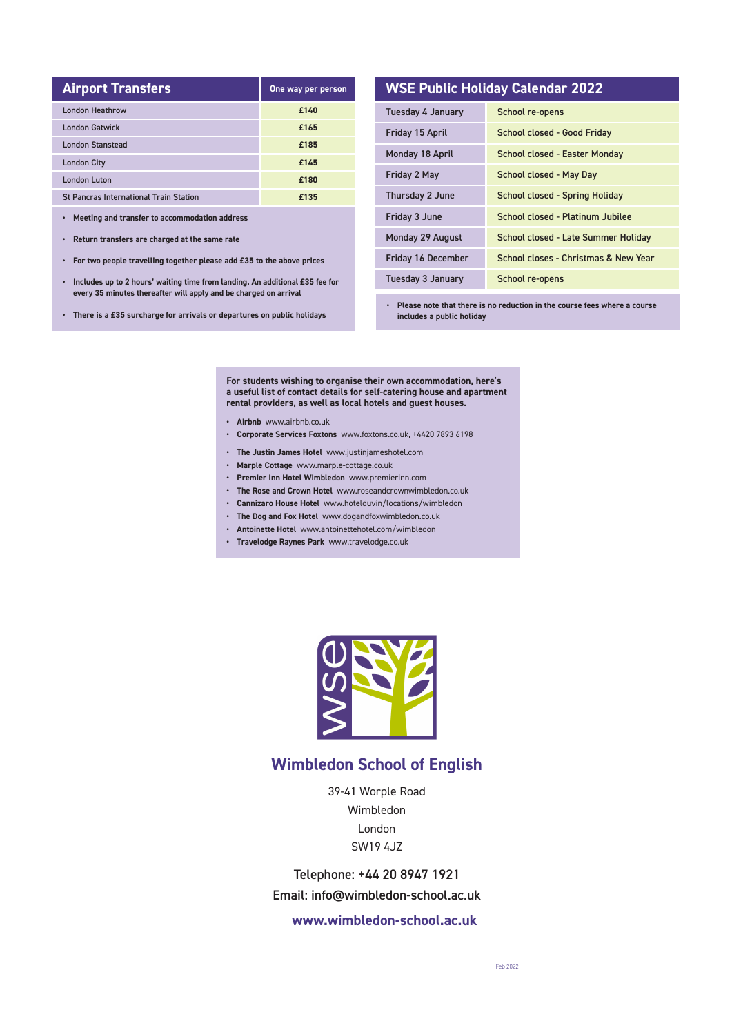## Airport Transfers

| Airport Transfers | One way per person |
|---|---|
| London Heathrow | £140 |
| London Gatwick | £165 |
| London Stanstead | £185 |
| London City | £145 |
| London Luton | £180 |
| St Pancras International Train Station | £135 |

- **Meeting and transfer to accommodation address**
- **Return transfers are charged at the same rate**
- **For two people travelling together please add £35 to the above prices**
- **Includes up to 2 hours' waiting time from landing. An additional £35 fee for every 35 minutes thereafter will apply and be charged on arrival**
- **There is a £35 surcharge for arrivals or departures on public holidays**

## WSE Public Holiday Calendar 2022

| | |
|---|---|
| Tuesday 4 January | School re-opens |
| Friday 15 April | School closed - Good Friday |
| Monday 18 April | School closed - Easter Monday |
| Friday 2 May | School closed - May Day |
| Thursday 2 June | School closed - Spring Holiday |
| Friday 3 June | School closed - Platinum Jubilee |
| Monday 29 August | School closed - Late Summer Holiday |
| Friday 16 December | School closes - Christmas & New Year |
| Tuesday 3 January | School re-opens |

- **Please note that there is no reduction in the course fees where a course includes a public holiday**

**For students wishing to organise their own accommodation, here's a useful list of contact details for self-catering house and apartment rental providers, as well as local hotels and guest houses.**

- **Airbnb** www.airbnb.co.uk
- **Corporate Services Foxtons** www.foxtons.co.uk, +4420 7893 6198
- **The Justin James Hotel** www.justinjameshotel.com
- **Marple Cottage** www.marple-cottage.co.uk
- **Premier Inn Hotel Wimbledon** www.premierinn.com
- **The Rose and Crown Hotel** www.roseandcrownwimbledon.co.uk
- **Cannizaro House Hotel** www.hotelduvin/locations/wimbledon
- **The Dog and Fox Hotel** www.dogandfoxwimbledon.co.uk
- **Antoinette Hotel** www.antoinettehotel.com/wimbledon
- **Travelodge Raynes Park** www.travelodge.co.uk

## Wimbledon School of English

39-41 Worple Road
Wimbledon
London
SW19 4JZ

Telephone: +44 20 8947 1921
Email: info@wimbledon-school.ac.uk

**www.wimbledon-school.ac.uk**

Feb 2022